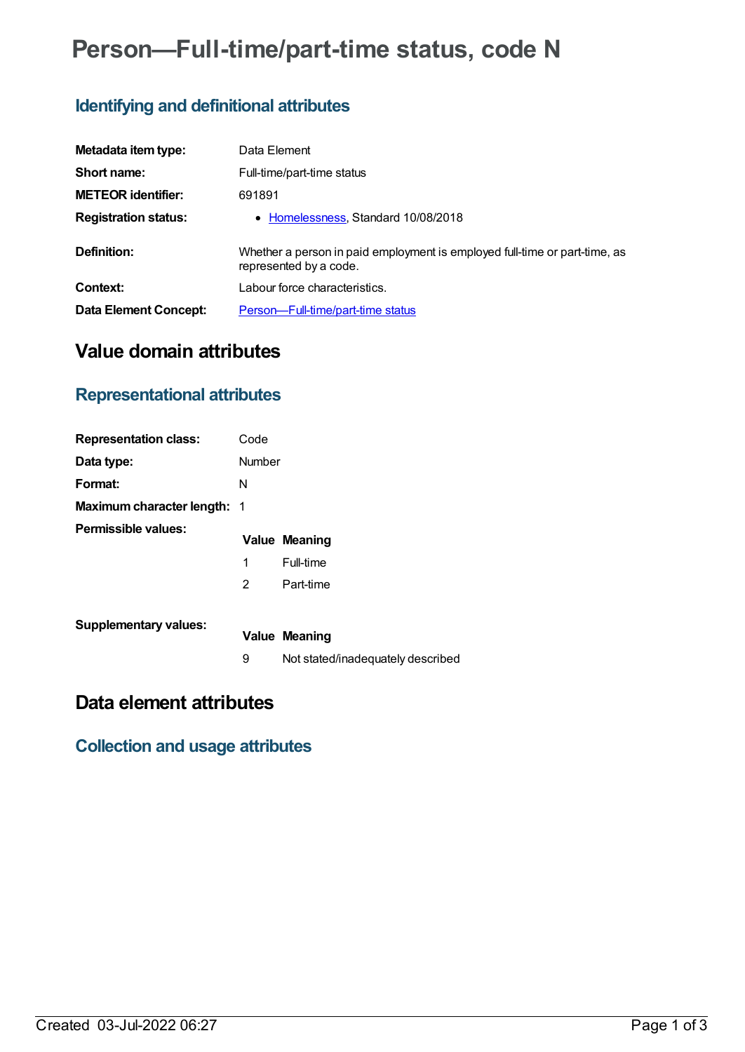# Person—Full-time/part-time status, code N

## Identifying and definitional attributes

| | |
|---|---|
| **Metadata item type:** | Data Element |
| **Short name:** | Full-time/part-time status |
| **METEOR identifier:** | 691891 |
| **Registration status:** | • Homelessness, Standard 10/08/2018 |
| **Definition:** | Whether a person in paid employment is employed full-time or part-time, as represented by a code. |
| **Context:** | Labour force characteristics. |
| **Data Element Concept:** | Person—Full-time/part-time status |

# Value domain attributes

## Representational attributes

| | |
|---|---|
| **Representation class:** | Code |
| **Data type:** | Number |
| **Format:** | N |
| **Maximum character length:** | 1 |

**Permissible values:**

| Value | Meaning |
|---|---|
| 1 | Full-time |
| 2 | Part-time |

**Supplementary values:**

| Value | Meaning |
|---|---|
| 9 | Not stated/inadequately described |

# Data element attributes

## Collection and usage attributes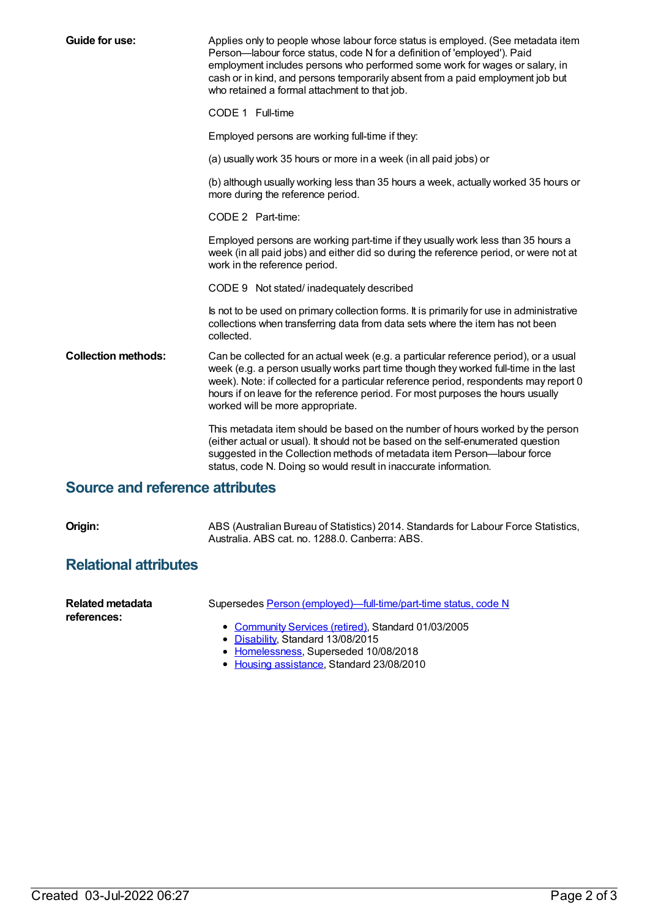**Guide for use:**

Applies only to people whose labour force status is employed. (See metadata item Person—labour force status, code N for a definition of 'employed'). Paid employment includes persons who performed some work for wages or salary, in cash or in kind, and persons temporarily absent from a paid employment job but who retained a formal attachment to that job.

CODE 1 Full-time

Employed persons are working full-time if they:

(a) usually work 35 hours or more in a week (in all paid jobs) or

(b) although usually working less than 35 hours a week, actually worked 35 hours or more during the reference period.

CODE 2 Part-time:

Employed persons are working part-time if they usually work less than 35 hours a week (in all paid jobs) and either did so during the reference period, or were not at work in the reference period.

CODE 9 Not stated/ inadequately described

Is not to be used on primary collection forms. It is primarily for use in administrative collections when transferring data from data sets where the item has not been collected.

**Collection methods:**

Can be collected for an actual week (e.g. a particular reference period), or a usual week (e.g. a person usually works part time though they worked full-time in the last week). Note: if collected for a particular reference period, respondents may report 0 hours if on leave for the reference period. For most purposes the hours usually worked will be more appropriate.

This metadata item should be based on the number of hours worked by the person (either actual or usual). It should not be based on the self-enumerated question suggested in the Collection methods of metadata item Person—labour force status, code N. Doing so would result in inaccurate information.

## Source and reference attributes

**Origin:**

ABS (Australian Bureau of Statistics) 2014. Standards for Labour Force Statistics, Australia. ABS cat. no. 1288.0. Canberra: ABS.

## Relational attributes

**Related metadata references:**

Supersedes Person (employed)—full-time/part-time status, code N

- Community Services (retired), Standard 01/03/2005
- Disability, Standard 13/08/2015
- Homelessness, Superseded 10/08/2018
- Housing assistance, Standard 23/08/2010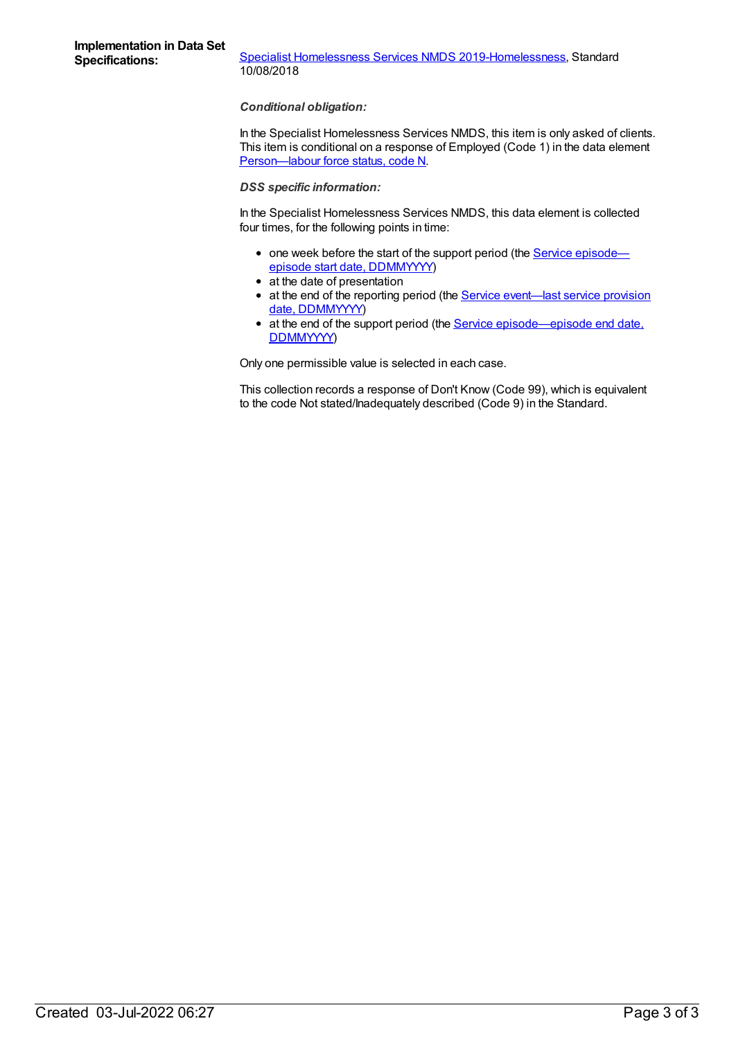**Implementation in Data Set Specifications:**

Specialist Homelessness Services NMDS 2019-Homelessness, Standard 10/08/2018

***Conditional obligation:***

In the Specialist Homelessness Services NMDS, this item is only asked of clients. This item is conditional on a response of Employed (Code 1) in the data element Person—labour force status, code N.

***DSS specific information:***

In the Specialist Homelessness Services NMDS, this data element is collected four times, for the following points in time:

- one week before the start of the support period (the Service episode—episode start date, DDMMYYYY)
- at the date of presentation
- at the end of the reporting period (the Service event—last service provision date, DDMMYYYY)
- at the end of the support period (the Service episode—episode end date, DDMMYYYY)

Only one permissible value is selected in each case.

This collection records a response of Don't Know (Code 99), which is equivalent to the code Not stated/Inadequately described (Code 9) in the Standard.